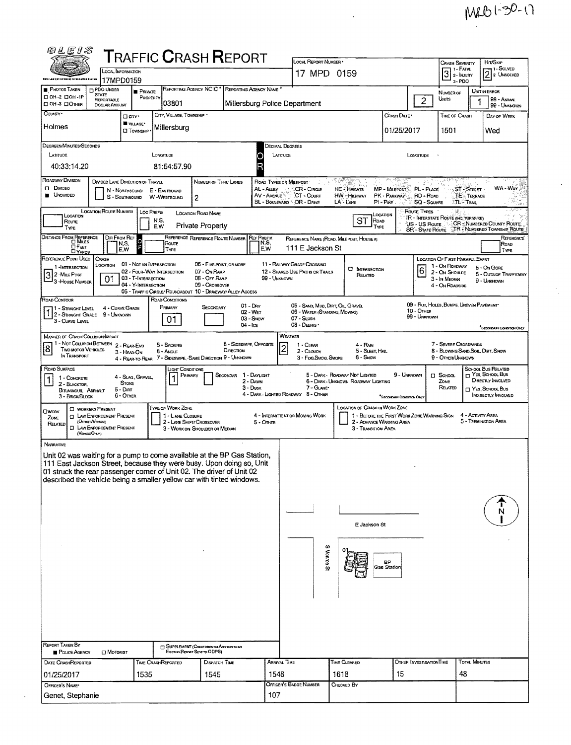MRB 1-30-17

# TRAFFIC CRASH REPORT

OLEIS

| Field | Value |
|---|---|
| Local Information | 17MPD0159 |
| Local Report Number | 17 MPD 0159 |
| Crash Severity (1 - Fatal, 2 - Injury, 3 - PDO) | 3 |
| Hit/Skip (1 - Solved, 2 - Unsolved) | 2 |
| Photos Taken | ■ |
| Private Property | ■ |
| Reporting Agency NCIC | 03801 |
| Reporting Agency Name | Millersburg Police Department |
| Number of Units | 2 |
| Unit in Error (98 - Animal, 99 - Unknown) | 1 |
| County | Holmes |
| City, Village, Township | ■ Village — Millersburg |
| Crash Date | 01/25/2017 |
| Time of Crash | 1501 |
| Day of Week | Wed |

**Degrees/Minutes/Seconds**

| Latitude | Longitude |
|---|---|
| 40:33:14.20 | 81:54:57.90 |

| Field | Value |
|---|---|
| Roadway Division | ■ Undivided |
| Number of Thru Lanes | 2 |
| Location Road Name | Private Property |
| Location Road Type | ST |
| Reference Name (Road, Milepost, House #) | 111 E Jackson St |
| Reference Point Used (1 - Intersection, 2 - Mile Post, 3 - House Number) | 3 |
| Crash Location | 01 |
| Location of First Harmful Event | 6 |
| Road Contour | 1 |
| Road Conditions (Primary) | 01 |
| Manner of Crash Collision/Impact | 8 |
| Weather | 2 |
| Road Surface | 1 |
| Light Conditions (Primary) | 1 |

## Narrative

Unit 02 was waiting for a pump to come available at the BP Gas Station, 111 East Jackson Street, because they were busy. Upon doing so, Unit 01 struck the rear passenger corner of Unit 02. The driver of Unit 02 described the vehicle being a smaller yellow car with tinted windows.

(Diagram labels: E Jackson St, S Monroe St, 01, 02, BP Gas Station, N)

| Report Taken By | ■ Police Agency |
|---|---|

| Date Crash Reported | Time Crash Reported | Dispatch Time | Arrival Time | Time Cleared | Other Investigation Time | Total Minutes |
|---|---|---|---|---|---|---|
| 01/25/2017 | 1535 | 1545 | 1548 | 1618 | 15 | 48 |

| Officer's Name | Officer's Badge Number | Checked By |
|---|---|---|
| Genet, Stephanie | 107 | |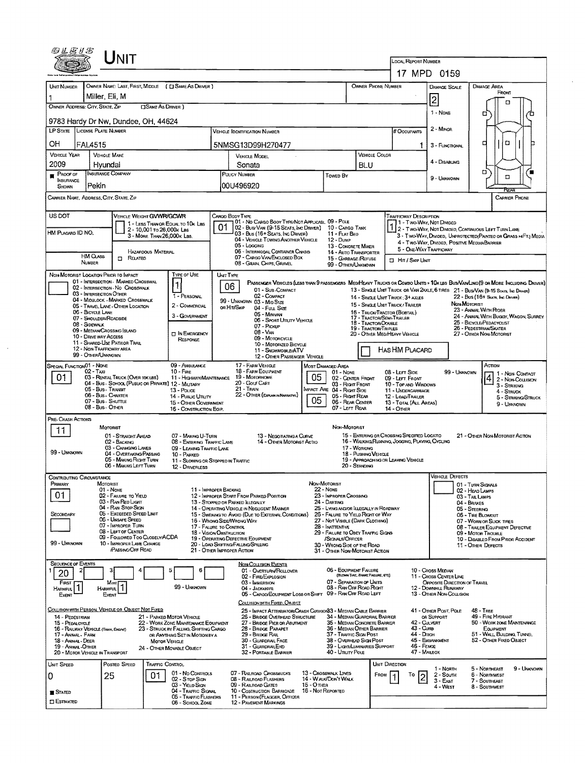# Unit

**Local Report Number:** 17 MPD 0159

| Unit Number | Owner Name: Last, First, Middle ( ☐ Same As Driver ) | Owner Phone Number | Damage Scale | Damage Area |
|---|---|---|---|---|
| 1 | Miller, Eli, M | | 2 | Front |

**Owner Address: City, State, Zip** ☐ Same As Driver: 9783 Hardy Dr Nw, Dundee, OH, 44624

Damage Scale: 1 - None; 2 - Minor; 3 - Functional; 4 - Disabling; 9 - Unknown

| LP State | License Plate Number | Vehicle Identification Number | # Occupants |
|---|---|---|---|
| OH | FAL4515 | 5NMSG13D99H270477 | 1 |

| Vehicle Year | Vehicle Make | Vehicle Model | Vehicle Color |
|---|---|---|---|
| 2009 | Hyundai | Sonata | BLU |

| Proof of Insurance Shown | Insurance Company | Policy Number | Towed By |
|---|---|---|---|
| ■ | Pekin | 00U496920 | |

**Carrier Name, Address, City, State, Zip:**

**Carrier Phone:**

**US DOT:**

**HM Placard ID No.:**

**HM Class Number:**

**Vehicle Weight GVWR/GCWR:** 1 - Less Than or Equal to 10k Lbs; 2 - 10,001 to 26,000k Lbs; 3 - More Than 26,000k Lbs.

**Hazardous Material:** ☐ Related

**Cargo Body Type:** 01
01 - No Cargo Body Type/Not Applicable; 02 - Bus/Van (9-15 Seats, Inc Driver); 03 - Bus (16+ Seats, Inc Driver); 04 - Vehicle Towing Another Vehicle; 05 - Logging; 06 - Intermodal Container Chassis; 07 - Cargo Van/Enclosed Box; 08 - Grain, Chips, Gravel; 09 - Pole; 10 - Cargo Tank; 11 - Flat Bed; 12 - Dump; 13 - Concrete Mixer; 14 - Auto Transporter; 15 - Garbage/Refuse; 99 - Other/Unknown

**Trafficway Description:** 1
1 - Two-Way, Not Divided; 2 - Two-Way, Not Divided, Continuous Left Turn Lane; 3 - Two-Way, Divided, Unprotected (Painted or Grass >4Ft.) Media; 4 - Two-Way, Divided, Positive Median Barrier; 5 - One-Way Trafficway

☐ Hit / Skip Unit

**Non-Motorist Location Prior to Impact:**
01 - Intersection - Marked Crosswalk; 02 - Intersection - No Crosswalk; 03 - Intersection Other; 04 - Midblock - Marked Crosswalk; 05 - Travel Lane - Other Location; 06 - Bicycle Lane; 07 - Shoulder/Roadside; 08 - Sidewalk; 09 - Median/Crossing Island; 10 - Drive Way Access; 11 - Shared-Use Path or Trail; 12 - Non-Trafficway Area; 99 - Other/Unknown

**Type of Use:** 1
1 - Personal; 2 - Commercial; 3 - Government; ☐ In Emergency Response

**Unit Type:** 06
Passenger Vehicles (less than 9 passengers): 01 - Sub-Compact; 02 - Compact; 99 - Unknown; 03 - Mid Size; or Hit/Skip; 04 - Full Size; 05 - Minivan; 06 - Sport Utility Vehicle; 07 - Pickup; 08 - Van; 09 - Motorcycle; 10 - Motorized Bicycle; 11 - Snowmobile/ATV; 12 - Other Passenger Vehicle
Med/Heavy Trucks or Combo Units > 10k lbs: 13 - Single Unit Truck or Van 2axle, 6 Tires; 14 - Single Unit Truck: 3+ Axles; 15 - Single Unit Truck / Trailer; 16 - Truck/Tractor (Bobtail); 17 - Tractor/Semi-Trailer; 18 - Tractor/Double; 19 - Tractor/Triples; 20 - Other Med/Heavy Vehicle
Bus/Van/Limo (9 or More Including Driver): 21 - Bus/Van (9-15 Seats, Inc Driver); 22 - Bus (16+ Seats, Inc Driver)
Non-Motorist: 23 - Animal With Rider; 24 - Animal With Buggy, Wagon, Surrey; 25 - Bicycle/Pedacyclist; 26 - Pedestrian/Skater; 27 - Other Non-Motorist

☐ Has HM Placard

**Special Function:** 01
01 - None; 02 - Taxi; 03 - Rental Truck (Over 10k lbs); 04 - Bus - School (Public or Private); 05 - Bus - Transit; 06 - Bus - Charter; 07 - Bus - Shuttle; 08 - Bus - Other; 09 - Ambulance; 10 - Fire; 11 - Highway/Maintenance; 12 - Military; 13 - Police; 14 - Public Utility; 15 - Other Government; 16 - Construction Eqip.; 17 - Farm Vehicle; 18 - Farm Equipment; 19 - Motorhome; 20 - Golf Cart; 21 - Train; 22 - Other (Explain in Narrative)

**Most Damaged Area:** 05
**Impact Are:** 05
01 - None; 02 - Center Front; 03 - Right Front; 04 - Right Side; 05 - Right Rear; 06 - Rear Center; 07 - Left Rear; 08 - Left Side; 09 - Left Front; 10 - Top and Windows; 11 - Undercarriage; 12 - Load/Trailer; 13 - Total (All Areas); 14 - Other; 99 - Unknown

**Action:** 4
1 - Non-Contact; 2 - Non-Collision; 3 - Striking; 4 - Struck; 5 - Striking/Struck; 9 - Unknown

**Pre-Crash Actions:** 11
Motorist: 01 - Straight Ahead; 02 - Backing; 03 - Changing Lanes; 04 - Overtaking/Passing; 05 - Making Right Turn; 06 - Making Left Turn; 07 - Making U-Turn; 08 - Entering Traffic Lane; 09 - Leaving Traffic Lane; 10 - Parked; 11 - Slowing or Stopped in Traffic; 12 - Driverless; 13 - Negotiating a Curve; 14 - Other Motorist Actio
Non-Motorist: 15 - Entering or Crossing Specified Locatio; 16 - Walking, Running, Jogging, Playing, Cycling; 17 - Working; 18 - Pushing Vehicle; 19 - Approaching or Leaving Vehicle; 20 - Standing; 21 - Other Non-Motorist Action
99 - Unknown

**Contributing Circumstance:**
Primary: 01
Secondary:
Motorist: 01 - None; 02 - Failure to Yield; 03 - Ran Red Light; 04 - Ran Stop Sign; 05 - Exceeded Speed Limit; 06 - Unsafe Speed; 07 - Improper Turn; 08 - Left of Center; 09 - Followed Too Closely/ACDA; 10 - Improper Lane Change /Passing/Off Road; 11 - Improper Backing; 12 - Improper Start From Parked Position; 13 - Stopped or Parked Illegally; 14 - Operating Vehicle in Negligent Manner; 15 - Swering to Avoid (Due to External Conditions); 16 - Wrong Side/Wrong Way; 17 - Failure to Control; 18 - Vision Obstruction; 19 - Operating Defective Equipment; 20 - Load Shifting/Falling/Spilling; 21 - Other Improper Action
Non-Motorist: 22 - None; 23 - Improper Crossing; 24 - Darting; 25 - Lying and/or Illegally in Roadway; 26 - Failure to Yield Right of Way; 27 - Not Visible (Dark Clothing); 28 - Inattentive; 29 - Failure to Obey Traffic Signs /Signals/Officer; 30 - Wrong Side of the Road; 31 - Other Non-Motorist Action
99 - Unknown

**Vehicle Defects:** 01 - Turn Signals; 02 - Head Lamps; 03 - Tail Lamps; 04 - Brakes; 05 - Steering; 06 - Tire Blowout; 07 - Worn or Slick Tires; 08 - Trailer Equipment Defective; 09 - Motor Trouble; 10 - Disabled From Prior Accident; 11 - Other Defects

**Sequence of Events:** 1: 20; 2: ; 3: ; 4: ; 5: ; 6:
First Harmful Event: 1; Most Harmful Event: 1; 99 - Unknown

Non-Collision Events: 01 - Overturn/Rollover; 02 - Fire/Explosion; 03 - Immersion; 04 - Jackknife; 05 - Cargo/Equipment Loss or Shift; 06 - Equipment Failure (Blown Tire, Brake Failure, etc); 07 - Separation of Units; 08 - Ran Off Road Right; 09 - Ran Off Road Left; 10 - Cross Median; 11 - Cross Center Line Opposite Direction of Travel; 12 - Downhill Runaway; 13 - Other Non-Collision

Collision with Person, Vehicle or Object Not Fixed: 14 - Pedestrian; 15 - Pedalcycle; 16 - Railway Vehicle (Train, Engine); 17 - Animal - Farm; 18 - Animal - Deer; 19 - Animal - Other; 20 - Motor Vehicle in Transport; 21 - Parked Motor Vehicle; 22 - Work Zone Maintenance Equipment; 23 - Struck by Falling, Shifting Cargo or Anything Set in Motion by a Motor Vehicle; 24 - Other Movable Object

Collision with Fixed, Object: 25 - Impact Attenuator/Crash Cushion; 26 - Bridge Overhead Structure; 27 - Bridge Pier or Abutment; 28 - Bridge Parapet; 29 - Bridge Rail; 30 - Guardrail Face; 31 - Guardrail End; 32 - Portable Barrier; 33 - Median Cable Barrier; 34 - Median Guardrail Barrier; 35 - Median Concrete Barrier; 36 - Median Other Barrier; 37 - Traffic Sign Post; 38 - Overhead Sign Post; 39 - Light/Luminaries Support; 40 - Utility Pole; 41 - Other Post, Pole or Support; 42 - Culvert; 43 - Curb; 44 - Ditch; 45 - Embankment; 46 - Fence; 47 - Mailbox; 48 - Tree; 49 - Fire Hydrant; 50 - Work Zone Maintenance Equipment; 51 - Wall, Building, Tunnel; 52 - Other Fixed Object

| Unit Speed | Posted Speed | Traffic Control | Unit Direction |
|---|---|---|---|
| 0 | 25 | 01 | From 1 To 2 |

■ Stated ☐ Estimated

Traffic Control: 01 - No Controls; 02 - Stop Sign; 03 - Yield Sign; 04 - Traffic Signal; 05 - Traffic Flashers; 06 - School Zone; 07 - Railroad Crossbucks; 08 - Railroad Flashers; 09 - Railroad Gates; 10 - Costruction Barricade; 11 - Person (Flagger, Officer; 12 - Pavement Markings; 13 - Crosswalk Lines; 14 - Walk/Don't Walk; 15 - Other; 16 - Not Reported

Unit Direction: 1 - North; 2 - South; 3 - East; 4 - West; 5 - Northeast; 6 - Northwest; 7 - Southeast; 8 - Southwest; 9 - Unknown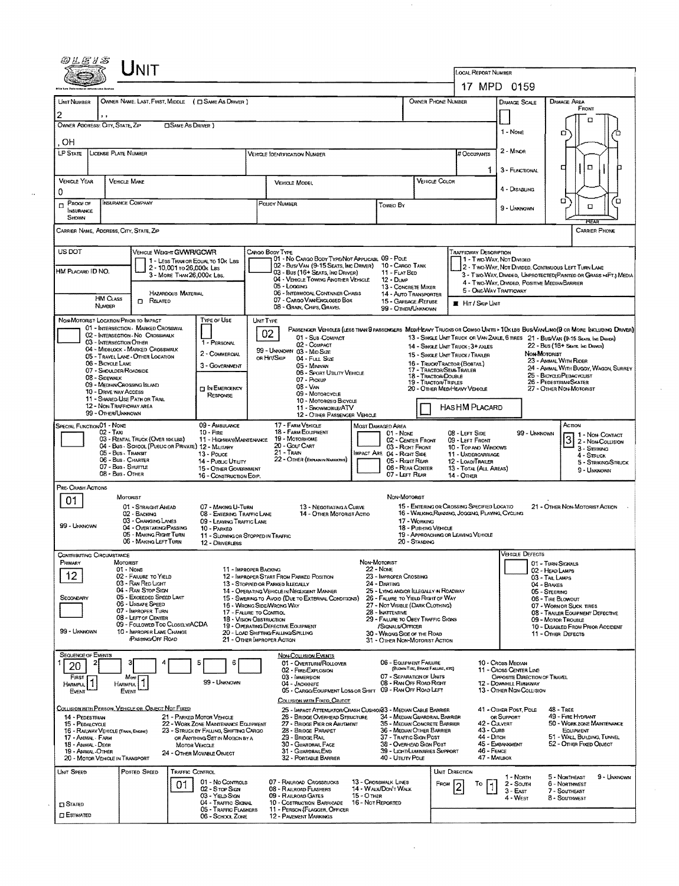# UNIT

LOCAL REPORT NUMBER: 17 MPD 0159

| UNIT NUMBER | OWNER NAME: LAST, FIRST, MIDDLE (☐ SAME AS DRIVER) | OWNER PHONE NUMBER | DAMAGE SCALE | DAMAGE AREA |
|---|---|---|---|---|
| 2 | , , | | | FRONT |

OWNER ADDRESS: CITY, STATE, ZIP ☐ SAME AS DRIVER )

, OH

DAMAGE SCALE: 1 - NONE, 2 - MINOR, 3 - FUNCTIONAL, 4 - DISABLING, 9 - UNKNOWN

| LP STATE | LICENSE PLATE NUMBER | VEHICLE IDENTIFICATION NUMBER | # OCCUPANTS |
|---|---|---|---|
| | | | 1 |

| VEHICLE YEAR | VEHICLE MAKE | VEHICLE MODEL | VEHICLE COLOR |
|---|---|---|---|
| 0 | | | |

| ☐ PROOF OF INSURANCE SHOWN | INSURANCE COMPANY | POLICY NUMBER | TOWED BY |
|---|---|---|---|
| | | | |

CARRIER NAME, ADDRESS, CITY, STATE, ZIP — CARRIER PHONE

US DOT

VEHICLE WEIGHT GVWR/GCWR: 1 - LESS THAN OR EQUAL TO 10K LBS; 2 - 10,001 TO 26,000K LBS; 3 - MORE THAN 26,000K LBS.

HM PLACARD ID NO.

HM CLASS NUMBER — HAZARDOUS MATERIAL ☐ RELATED

CARGO BODY TYPE: 01 - NO CARGO BODY TYPE/NOT APPLICABL; 02 - BUS/VAN (9-15 SEATS, INC DRIVER); 03 - BUS (16+ SEATS, INC DRIVER); 04 - VEHICLE TOWING ANOTHER VEHICLE; 05 - LOGGING; 06 - INTERMODAL CONTAINER CHASIS; 07 - CARGO VAN/ENCLOSED BOX; 08 - GRAIN, CHIPS, GRAVEL; 09 - POLE; 10 - CARGO TANK; 11 - FLAT BED; 12 - DUMP; 13 - CONCRETE MIXER; 14 - AUTO TRANSPORTER; 15 - GARBAGE /REFUSE; 99 - OTHER/UNKNOWN

TRAFFICWAY DESCRIPTION: 1 - TWO-WAY, NOT DIVIDED; 2 - TWO-WAY, NOT DIVIDED, CONTINUOUS LEFT TURN LANE; 3 - TWO-WAY, DIVIDED, UNPROTECTED (PAINTED OR GRASS >4FT.) MEDIA; 4 - TWO-WAY, DIVIDED, POSITIVE MEDIAN BARRIER; 5 - ONE-WAY TRAFFICWAY

■ HIT / SKIP UNIT

NON-MOTORIST LOCATION PRIOR TO IMPACT: 01 - INTERSECTION - MARKED CROSSWAL; 02 - INTERSECTION - NO CROSSWALK; 03 - INTERSECTION OTHER; 04 - MIDBLOCK - MARKED CROSSWALK; 05 - TRAVEL LANE - OTHER LOCATION; 06 - BICYCLE LANE; 07 - SHOULDER/ROADSIDE; 08 - SIDEWALK; 09 - MEDIAN/CROSSING ISLAND; 10 - DRIVE WAY ACCESS; 11 - SHARED-USE PATH OR TRAIL; 12 - NON-TRAFFICWAY AREA; 99 - OTHER/UNKNOWN

TYPE OF USE: 1 - PERSONAL; 2 - COMMERCIAL; 3 - GOVERNMENT; ☐ IN EMERGENCY RESPONSE

UNIT TYPE: 02

PASSENGER VEHICLES (LESS THAN 9 PASSENGERS MED/HEAVY TRUCKS OR COMBO UNITS > 10K LBS BUS/VAN/LIMO(9 OR MORE INCLUDING DRIVER): 01 - SUB COMPACT; 02 - COMPACT; 99 - UNKNOWN 03 - MID SIZE; OR HIT/SKIP 04 - FULL SIZE; 05 - MINIVAN; 06 - SPORT UTILITY VEHICLE; 07 - PICKUP; 08 - VAN; 09 - MOTORCYCLE; 10 - MOTORIZED BICYCLE; 11 - SNOWMOBILE/ATV; 12 - OTHER PASSENGER VEHICLE; 13 - SINGLE UNIT TRUCK OR VAN 2AXLE, 6 TIRES; 14 - SINGLE UNIT TRUCK; 3+ AXLES; 15 - SINGLE UNIT TRUCK / TRAILER; 16 - TRUCK/TRACTOR (BOBTAIL); 17 - TRACTOR/SEMI-TRAILER; 18 - TRACTOR/DOUBLE; 19 - TRACTOR/TRIPLES; 20 - OTHER MED/HEAVY VEHICLE; 21 - BUS/VAN (9-15 SEATS, INC DRIVER); 22 - BUS (16+ SEATS, INC DRIVER)

NON-MOTORIST: 23 - ANIMAL WITH RIDER; 24 - ANIMAL WITH BUGGY, WAGON, SURREY; 25 - BICYCLE/PEDACYCLIST; 26 - PEDESTRIAN/SKATER; 27 - OTHER NON-MOTORIST

☐ HAS HM PLACARD

SPECIAL FUNCTION: 01 - NONE; 02 - TAXI; 03 - RENTAL TRUCK (OVER 10K LBS); 04 - BUS - SCHOOL (PUBLIC OR PRIVATE); 05 - BUS - TRANSIT; 06 - BUS - CHARTER; 07 - BUS - SHUTTLE; 08 - BUS - OTHER; 09 - AMBULANCE; 10 - FIRE; 11 - HIGHWAY/MAINTENANCE; 12 - MILITARY; 13 - POLICE; 14 - PUBLIC UTILITY; 15 - OTHER GOVERNMENT; 16 - CONSTRUCTION EQIP.; 17 - FARM VEHICLE; 18 - FARM EQUIPMENT; 19 - MOTORHOME; 20 - GOLF CART; 21 - TRAIN; 22 - OTHER (EXPLAIN IN NARRATIVE)

MOST DAMAGED AREA: 01 - NONE; 02 - CENTER FRONT; 03 - RIGHT FRONT; IMPACT ARE 04 - RIGHT SIDE; 05 - RIGHT REAR; 06 - REAR CENTER; 07 - LEFT REAR; 08 - LEFT SIDE; 09 - LEFT FRONT; 10 - TOP AND WINDOWS; 11 - UNDERCARRIAGE; 12 - LOAD/TRAILER; 13 - TOTAL (ALL AREAS); 14 - OTHER; 99 - UNKNOWN

ACTION: 3 — 1 - NON-CONTACT; 2 - NON-COLLISION; 3 - STRIKING; 4 - STRUCK; 5 - STRIKING/STRUCK; 9 - UNKNOWN

PRE-CRASH ACTIONS: 01

MOTORIST: 01 - STRAIGHT AHEAD; 02 - BACKING; 03 - CHANGING LANES; 04 - OVERTAKING/PASSING; 05 - MAKING RIGHT TURN; 06 - MAKING LEFT TURN; 07 - MAKING U-TURN; 08 - ENTERING TRAFFIC LANE; 09 - LEAVING TRAFFIC LANE; 10 - PARKED; 11 - SLOWING OR STOPPED IN TRAFFIC; 12 - DRIVERLESS; 13 - NEGOTIATING A CURVE; 14 - OTHER MOTORIST ACTIO; 99 - UNKNOWN

NON-MOTORIST: 15 - ENTERING OR CROSSING SPECIFIED LOCATIO; 16 - WALKING, RUNNING, JOGGING, PLAYING, CYCLING; 17 - WORKING; 18 - PUSHING VEHICLE; 19 - APPROACHING OR LEAVING VEHICLE; 20 - STANDING; 21 - OTHER NON-MOTORIST ACTION

CONTRIBUTING CIRCUMSTANCE: PRIMARY 12; SECONDARY; 99 - UNKNOWN

MOTORIST: 01 - NONE; 02 - FAILURE TO YIELD; 03 - RAN RED LIGHT; 04 - RAN STOP SIGN; 05 - EXCEEDED SPEED LIMIT; 06 - UNSAFE SPEED; 07 - IMPROPER TURN; 08 - LEFT OF CENTER; 09 - FOLLOWED TOO CLOSELY/ACDA; 10 - IMPROPER LANE CHANGE /PASSING/OFF ROAD; 11 - IMPROPER BACKING; 12 - IMPROPER START FROM PARKED POSITION; 13 - STOPPED OR PARKED ILLEGALLY; 14 - OPERATING VEHICLE IN NEGLIGENT MANNER; 15 - SWERING TO AVOID (DUE TO EXTERNAL CONDITIONS); 16 - WRONG SIDE/WRONG WAY; 17 - FAILURE TO CONTROL; 18 - VISION OBSTRUCTION; 19 - OPERATING DEFECTIVE EQUIPMENT; 20 - LOAD SHIFTING/FALLING/SPILLING; 21 - OTHER IMPROPER ACTION

NON-MOTORIST: 22 - NONE; 23 - IMPROPER CROSSING; 24 - DARTING; 25 - LYING AND/OR ILLEGALLY IN ROADWAY; 26 - FAILURE TO YIELD RIGHT OF WAY; 27 - NOT VISIBLE (DARK CLOTHING); 28 - INATTENTIVE; 29 - FAILURE TO OBEY TRAFFIC SIGNS /SIGNALS/OFFICER; 30 - WRONG SIDE OF THE ROAD; 31 - OTHER NON-MOTORIST ACTION

VEHICLE DEFECTS: 01 - TURN SIGNALS; 02 - HEAD LAMPS; 03 - TAIL LAMPS; 04 - BRAKES; 05 - STEERING; 06 - TIRE BLOWOUT; 07 - WORN OR SLICK TIRES; 08 - TRAILER EQUIPMENT DEFECTIVE; 09 - MOTOR TROUBLE; 10 - DISABLED FROM PRIOR ACCIDENT; 11 - OTHER DEFECTS

SEQUENCE OF EVENTS: 1: 20; 2: ; 3: ; 4: ; 5: ; 6:

FIRST HARMFUL EVENT: 1 — MOST HARMFUL EVENT: 1 — 99 - UNKNOWN

NON-COLLISION EVENTS: 01 - OVERTURN/ROLLOVER; 02 - FIRE/EXPLOSION; 03 - IMMERSION; 04 - JACKKNIFE; 05 - CARGO/EQUIPMENT LOSS OR SHIFT; 06 - EQUIPMENT FAILURE (BLOWN TIRE, BRAKE FAILURE, ETC); 07 - SEPARATION OF UNITS; 08 - RAN OFF ROAD RIGHT; 09 - RAN OFF ROAD LEFT; 10 - CROSS MEDIAN; 11 - CROSS CENTER LINE OPPOSITE DIRECTION OF TRAVEL; 12 - DOWNHILL RUNAWAY; 13 - OTHER NON-COLLISION

COLLISION WITH PERSON, VEHICLE OR OBJECT NOT FIXED: 14 - PEDESTRIAN; 15 - PEDALCYCLE; 16 - RAILWAY VEHICLE (TRAIN, ENGINE); 17 - ANIMAL - FARM; 18 - ANIMAL - DEER; 19 - ANIMAL - OTHER; 20 - MOTOR VEHICLE IN TRANSPORT; 21 - PARKED MOTOR VEHICLE; 22 - WORK ZONE MAINTENANCE EQUIPMENT; 23 - STRUCK BY FALLING, SHIFTING CARGO OR ANYTHING SET IN MOTION BY A MOTOR VEHICLE; 24 - OTHER MOVABLE OBJECT

COLLISION WITH FIXED, OBJECT: 25 - IMPACT ATTENUATOR/CRASH CUSHION; 26 - BRIDGE OVERHEAD STRUCTURE; 27 - BRIDGE PIER OR ABUTMENT; 28 - BRIDGE PARAPET; 29 - BRIDGE RAIL; 30 - GUARDRAIL FACE; 31 - GUARDRAIL END; 32 - PORTABLE BARRIER; 33 - MEDIAN CABLE BARRIER; 34 - MEDIAN GUARDRAIL BARRIER; 35 - MEDIAN CONCRETE BARRIER; 36 - MEDIAN OTHER BARRIER; 37 - TRAFFIC SIGN POST; 38 - OVERHEAD SIGN POST; 39 - LIGHT/LUMINARIES SUPPORT; 40 - UTILITY POLE; 41 - OTHER POST, POLE OR SUPPORT; 42 - CULVERT; 43 - CURB; 44 - DITCH; 45 - EMBANKMENT; 46 - FENCE; 47 - MAILBOX; 48 - TREE; 49 - FIRE HYDRANT; 50 - WORK ZONE MAINTENANCE EQUIPMENT; 51 - WALL, BUILDING, TUNNEL; 52 - OTHER FIXED OBJECT

UNIT SPEED — POSTED SPEED — ☐ STATED ☐ ESTIMATED

TRAFFIC CONTROL: 01 — 01 - NO CONTROLS; 02 - STOP SIGN; 03 - YIELD SIGN; 04 - TRAFFIC SIGNAL; 05 - TRAFFIC FLASHERS; 06 - SCHOOL ZONE; 07 - RAILROAD CROSSBUCKS; 08 - RAILROAD FLASHERS; 09 - RAILROAD GATES; 10 - COSTRUCTION BARRICADE; 11 - PERSON (FLAGGER, OFFICER); 12 - PAVEMENT MARKINGS; 13 - CROSSWALK LINES; 14 - WALK/DON'T WALK; 15 - OTHER; 16 - NOT REPORTED

UNIT DIRECTION: FROM 2 TO 1 — 1 - NORTH; 2 - SOUTH; 3 - EAST; 4 - WEST; 5 - NORTHEAST; 6 - NORTHWEST; 7 - SOUTHEAST; 8 - SOUTHWEST; 9 - UNKNOWN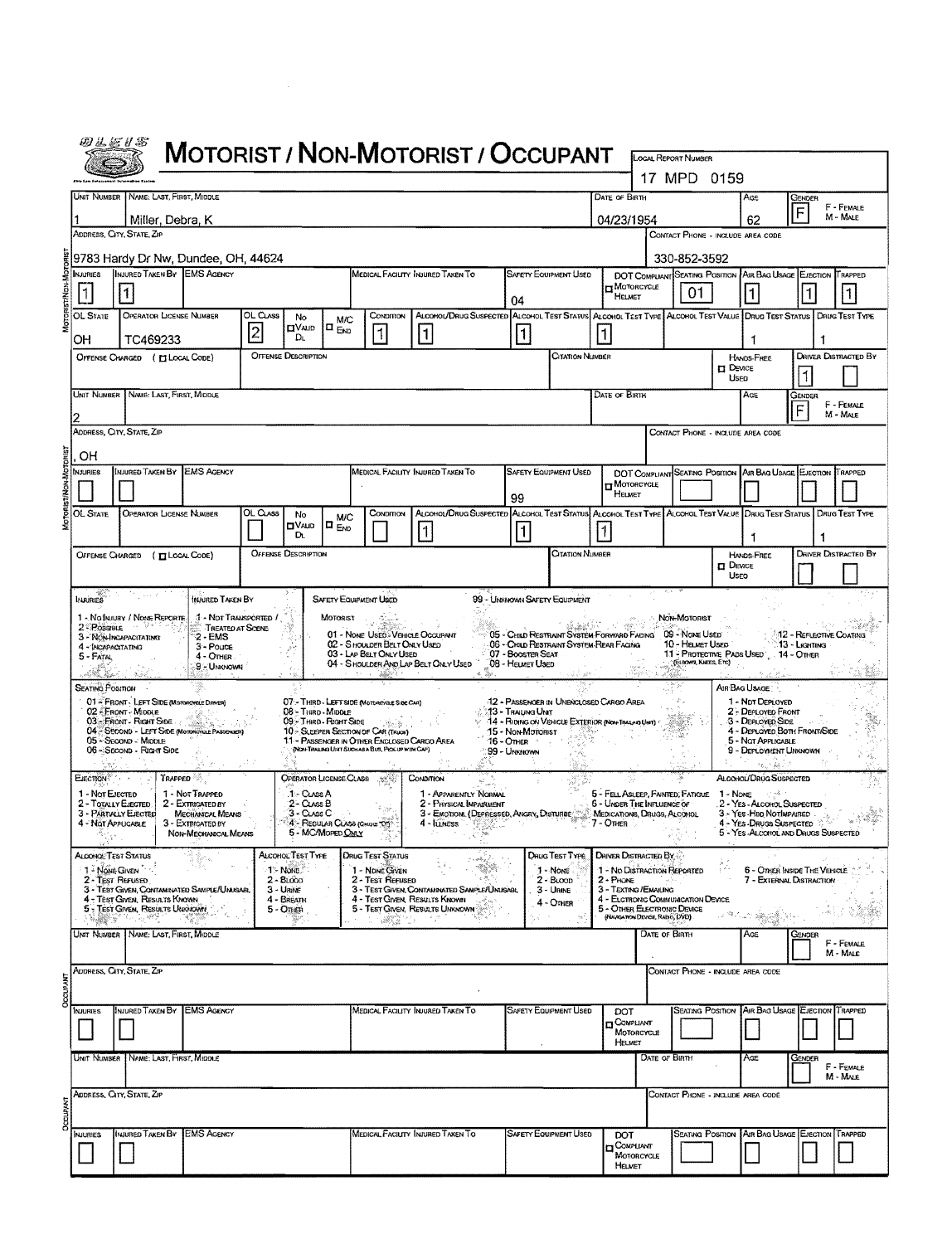# MOTORIST / NON-MOTORIST / OCCUPANT

OLEIS

LOCAL REPORT NUMBER: 17 MPD 0159

## MOTORIST/NON-MOTORIST

| UNIT NUMBER | NAME: LAST, FIRST, MIDDLE | DATE OF BIRTH | AGE | GENDER (F - FEMALE, M - MALE) |
|---|---|---|---|---|
| 1 | Miller, Debra, K | 04/23/1954 | 62 | F |

ADDRESS, CITY, STATE, ZIP: 9783 Hardy Dr Nw, Dundee, OH, 44624

CONTACT PHONE - INCLUDE AREA CODE: 330-852-3592

| INJURIES | INJURED TAKEN BY | EMS AGENCY | MEDICAL FACILITY INJURED TAKEN TO | SAFETY EQUIPMENT USED | DOT COMPLIANT MOTORCYCLE HELMET | SEATING POSITION | AIR BAG USAGE | EJECTION | TRAPPED |
|---|---|---|---|---|---|---|---|---|---|
| 1 | 1 | | | 04 | | 01 | 1 | 1 | 1 |

| OL STATE | OPERATOR LICENSE NUMBER | OL CLASS | NO VALID DL | M/C END | CONDITION | ALCOHOL/DRUG SUSPECTED | ALCOHOL TEST STATUS | ALCOHOL TEST TYPE | ALCOHOL TEST VALUE | DRUG TEST STATUS | DRUG TEST TYPE |
|---|---|---|---|---|---|---|---|---|---|---|---|
| OH | TC469233 | 2 | | | 1 | 1 | 1 | 1 | | 1 | 1 |

| OFFENSE CHARGED (LOCAL CODE) | OFFENSE DESCRIPTION | CITATION NUMBER | HANDS-FREE DEVICE USED | DRIVER DISTRACTED BY |
|---|---|---|---|---|
| | | | | 1 |

| UNIT NUMBER | NAME: LAST, FIRST, MIDDLE | DATE OF BIRTH | AGE | GENDER (F - FEMALE, M - MALE) |
|---|---|---|---|---|
| 2 | | | | F |

ADDRESS, CITY, STATE, ZIP: , OH

CONTACT PHONE - INCLUDE AREA CODE:

| INJURIES | INJURED TAKEN BY | EMS AGENCY | MEDICAL FACILITY INJURED TAKEN TO | SAFETY EQUIPMENT USED | DOT COMPLIANT MOTORCYCLE HELMET | SEATING POSITION | AIR BAG USAGE | EJECTION | TRAPPED |
|---|---|---|---|---|---|---|---|---|---|
| | | | | 99 | | | | | |

| OL STATE | OPERATOR LICENSE NUMBER | OL CLASS | NO VALID DL | M/C END | CONDITION | ALCOHOL/DRUG SUSPECTED | ALCOHOL TEST STATUS | ALCOHOL TEST TYPE | ALCOHOL TEST VALUE | DRUG TEST STATUS | DRUG TEST TYPE |
|---|---|---|---|---|---|---|---|---|---|---|---|
| | | | | | | 1 | 1 | 1 | | 1 | 1 |

| OFFENSE CHARGED (LOCAL CODE) | OFFENSE DESCRIPTION | CITATION NUMBER | HANDS-FREE DEVICE USED | DRIVER DISTRACTED BY |
|---|---|---|---|---|
| | | | | |

## CODES

**INJURIES**
1 - No Injury / None Reported
2 - Possible
3 - Non-Incapacitating
4 - Incapacitating
5 - Fatal

**INJURED TAKEN BY**
1 - Not Transported / Treated at Scene
2 - EMS
3 - Police
4 - Other
9 - Unknown

**SAFETY EQUIPMENT USED**
99 - Unknown Safety Equipment

Motorist:
01 - None Used - Vehicle Occupant
02 - Shoulder Belt Only Used
03 - Lap Belt Only Used
04 - Shoulder and Lap Belt Only Used
05 - Child Restraint System Forward Facing
06 - Child Restraint System-Rear Facing
07 - Booster Seat
08 - Helmet Used

Non-Motorist:
09 - None Used
10 - Helmet Used
11 - Protective Pads Used (Elbows, Knees, Etc)
12 - Reflective Coating
13 - Lighting
14 - Other

**SEATING POSITION**
01 - Front - Left Side (Motorcycle Driver)
02 - Front - Middle
03 - Front - Right Side
04 - Second - Left Side (Motorcycle Passenger)
05 - Second - Middle
06 - Second - Right Side
07 - Third - Left Side (Motorcycle Side Car)
08 - Third - Middle
09 - Third - Right Side
10 - Sleeper Section of Cab (Truck)
11 - Passenger in Other Enclosed Cargo Area (Non-Trailing Unit Such as a Bus, Pick-up with Cap)
12 - Passenger in Unenclosed Cargo Area
13 - Trailing Unit
14 - Riding on Vehicle Exterior (Non-Trailing Unit)
15 - Non-Motorist
16 - Other
99 - Unknown

**AIR BAG USAGE**
1 - Not Deployed
2 - Deployed Front
3 - Deployed Side
4 - Deployed Both Front/Side
5 - Not Applicable
9 - Deployment Unknown

**EJECTION**
1 - Not Ejected
2 - Totally Ejected
3 - Partially Ejected
4 - Not Applicable

**TRAPPED**
1 - Not Trapped
2 - Extricated by Mechanical Means
3 - Extricated by Non-Mechanical Means

**OPERATOR LICENSE CLASS**
1 - Class A
2 - Class B
3 - Class C
4 - Regular Class (Ohio is "D")
5 - MC/Moped Only

**CONDITION**
1 - Apparently Normal
2 - Physical Impairment
3 - Emotional (Depressed, Angry, Disturbed)
4 - Illness
5 - Fell Asleep, Fainted, Fatigue
6 - Under The Influence of Medications, Drugs, Alcohol
7 - Other

**ALCOHOL/DRUG SUSPECTED**
1 - None
2 - Yes - Alcohol Suspected
3 - Yes - HBD Not Impaired
4 - Yes - Drugs Suspected
5 - Yes - Alcohol and Drugs Suspected

**ALCOHOL TEST STATUS**
1 - None Given
2 - Test Refused
3 - Test Given, Contaminated Sample/Unusable
4 - Test Given, Results Known
5 - Test Given, Results Unknown

**ALCOHOL TEST TYPE**
1 - None
2 - Blood
3 - Urine
4 - Breath
5 - Other

**DRUG TEST STATUS**
1 - None Given
2 - Test Refused
3 - Test Given, Contaminated Sample/Unusable
4 - Test Given, Results Known
5 - Test Given, Results Unknown

**DRUG TEST TYPE**
1 - None
2 - Blood
3 - Urine
4 - Other

**DRIVER DISTRACTED BY**
1 - No Distraction Reported
2 - Phone
3 - Texting/Emailing
4 - Electronic Communication Device
5 - Other Electronic Device (Navigation Device, Radio, DVD)
6 - Other Inside The Vehicle
7 - External Distraction

## OCCUPANT

| UNIT NUMBER | NAME: LAST, FIRST, MIDDLE | DATE OF BIRTH | AGE | GENDER (F - FEMALE, M - MALE) |
|---|---|---|---|---|
| | | | | |

ADDRESS, CITY, STATE, ZIP:

CONTACT PHONE - INCLUDE AREA CODE:

| INJURIES | INJURED TAKEN BY | EMS AGENCY | MEDICAL FACILITY INJURED TAKEN TO | SAFETY EQUIPMENT USED | DOT COMPLIANT MOTORCYCLE HELMET | SEATING POSITION | AIR BAG USAGE | EJECTION | TRAPPED |
|---|---|---|---|---|---|---|---|---|---|
| | | | | | | | | | |

| UNIT NUMBER | NAME: LAST, FIRST, MIDDLE | DATE OF BIRTH | AGE | GENDER (F - FEMALE, M - MALE) |
|---|---|---|---|---|
| | | | | |

ADDRESS, CITY, STATE, ZIP:

CONTACT PHONE - INCLUDE AREA CODE:

| INJURIES | INJURED TAKEN BY | EMS AGENCY | MEDICAL FACILITY INJURED TAKEN TO | SAFETY EQUIPMENT USED | DOT COMPLIANT MOTORCYCLE HELMET | SEATING POSITION | AIR BAG USAGE | EJECTION | TRAPPED |
|---|---|---|---|---|---|---|---|---|---|
| | | | | | | | | | |